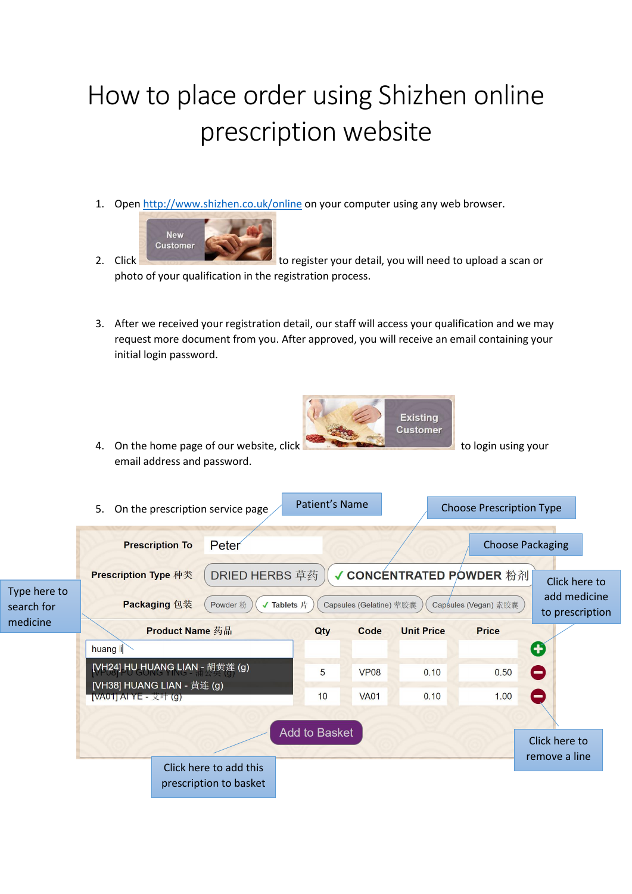# How to place order using Shizhen online prescription website

1. Open http://www.shizhen.co.uk/online on your computer using any web browser.
2. Click New Customer to register your detail, you will need to upload a scan or photo of your qualification in the registration process.
3. After we received your registration detail, our staff will access your qualification and we may request more document from you. After approved, you will receive an email containing your initial login password.
4. On the home page of our website, click Existing Customer to login using your email address and password.
5. On the prescription service page

Patient's Name

Choose Prescription Type

Choose Packaging

Click here to add medicine to prescription

Type here to search for medicine

Click here to remove a line

Click here to add this prescription to basket

Prescription To: Peter

Prescription Type 种类: DRIED HERBS 草药 | ✓ CONCENTRATED POWDER 粉剂

Packaging 包装: Powder 粉 | ✓ Tablets 片 | Capsules (Gelatine) 荤胶囊 | Capsules (Vegan) 素胶囊

| Product Name 药品 | Qty | Code | Unit Price | Price |
|---|---|---|---|---|
| huang li | | | | |
| [VP08] PU GONG YING - 蒲公英 (g) | 5 | VP08 | 0.10 | 0.50 |
| [VA01] AI YE - 艾叶 (g) | 10 | VA01 | 0.10 | 1.00 |

Search results: [VH24] HU HUANG LIAN - 胡黄莲 (g); [VH38] HUANG LIAN - 黄连 (g)

Add to Basket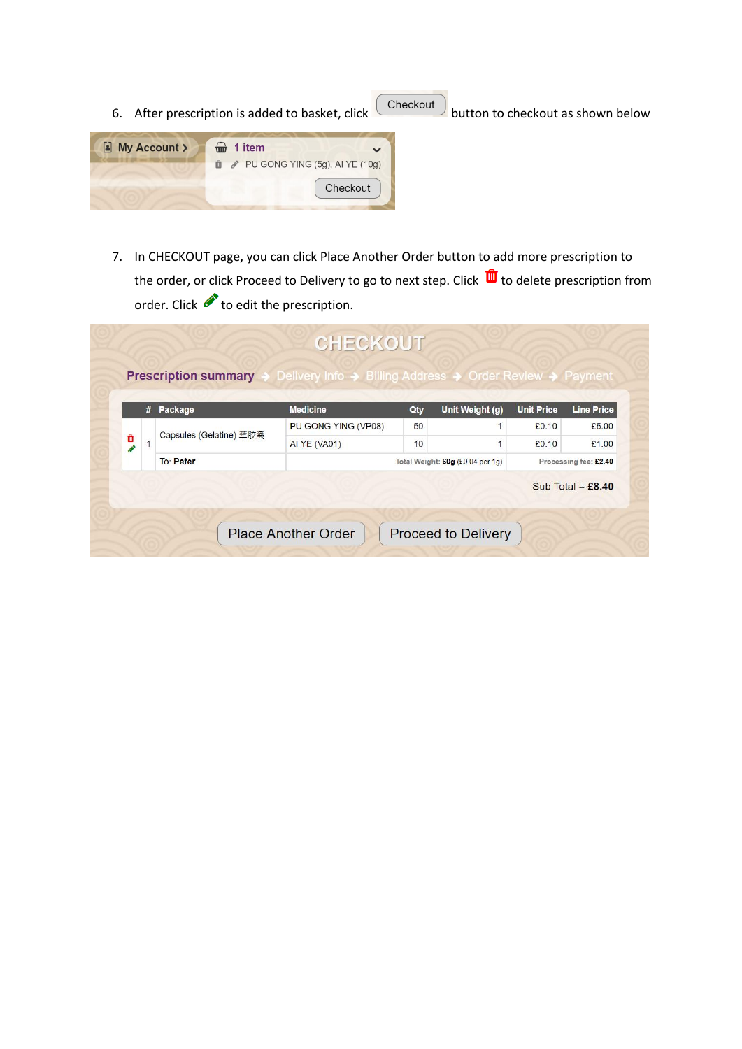6. After prescription is added to basket, click Checkout button to checkout as shown below

My Account > 1 item

PU GONG YING (5g), AI YE (10g)

Checkout

7. In CHECKOUT page, you can click Place Another Order button to add more prescription to the order, or click Proceed to Delivery to go to next step. Click 🗑 to delete prescription from order. Click ✏ to edit the prescription.

CHECKOUT

Prescription summary → Delivery Info → Billing Address → Order Review → Payment

| # | Package | Medicine | Qty | Unit Weight (g) | Unit Price | Line Price |
|---|---|---|---|---|---|---|
| 1 | Capsules (Gelatine) 葷膠囊 | PU GONG YING (VP08) | 50 | 1 | £0.10 | £5.00 |
| | | AI YE (VA01) | 10 | 1 | £0.10 | £1.00 |
| | To: Peter | Total Weight: 60g (£0.04 per 1g) | | | Processing fee: £2.40 | |

Sub Total = **£8.40**

Place Another Order | Proceed to Delivery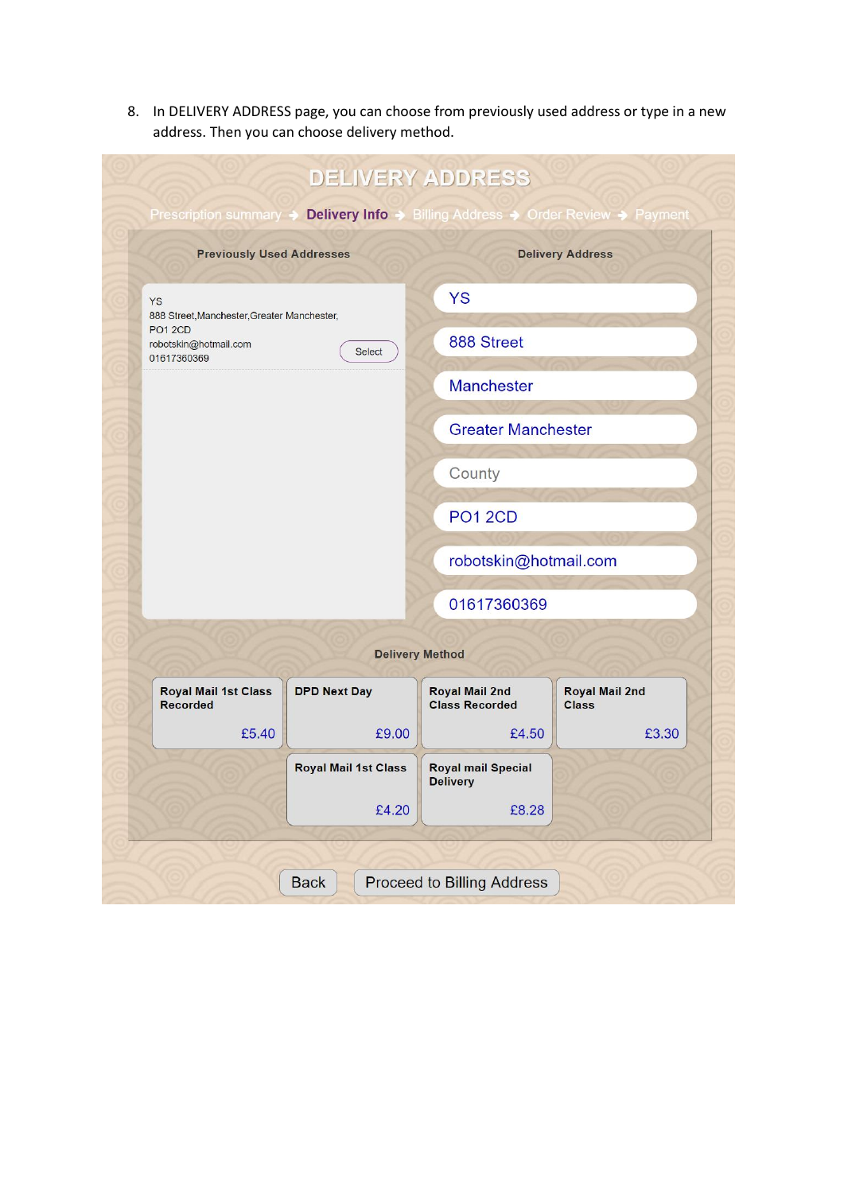8. In DELIVERY ADDRESS page, you can choose from previously used address or type in a new address. Then you can choose delivery method.

# DELIVERY ADDRESS

Prescription summary → **Delivery Info** → Billing Address → Order Review → Payment

**Previously Used Addresses**

YS
888 Street,Manchester,Greater Manchester,
PO1 2CD
robotskin@hotmail.com
01617360369

Select

**Delivery Address**

YS

888 Street

Manchester

Greater Manchester

County

PO1 2CD

robotskin@hotmail.com

01617360369

**Delivery Method**

| Delivery Method | Price |
| --- | --- |
| Royal Mail 1st Class Recorded | £5.40 |
| DPD Next Day | £9.00 |
| Royal Mail 2nd Class Recorded | £4.50 |
| Royal Mail 2nd Class | £3.30 |
| Royal Mail 1st Class | £4.20 |
| Royal mail Special Delivery | £8.28 |

Back | Proceed to Billing Address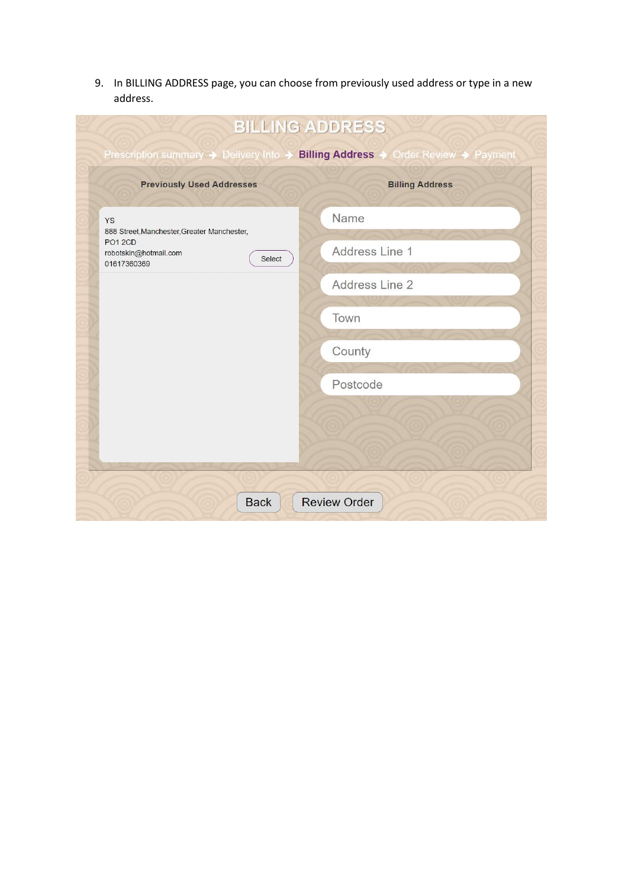9. In BILLING ADDRESS page, you can choose from previously used address or type in a new address.

BILLING ADDRESS

Prescription summary → Delivery Info → **Billing Address** → Order Review → Payment

**Previously Used Addresses**

YS
888 Street,Manchester,Greater Manchester,
PO1 2CD
robotskin@hotmail.com
01617360369

Select

**Billing Address**

Name

Address Line 1

Address Line 2

Town

County

Postcode

Back | Review Order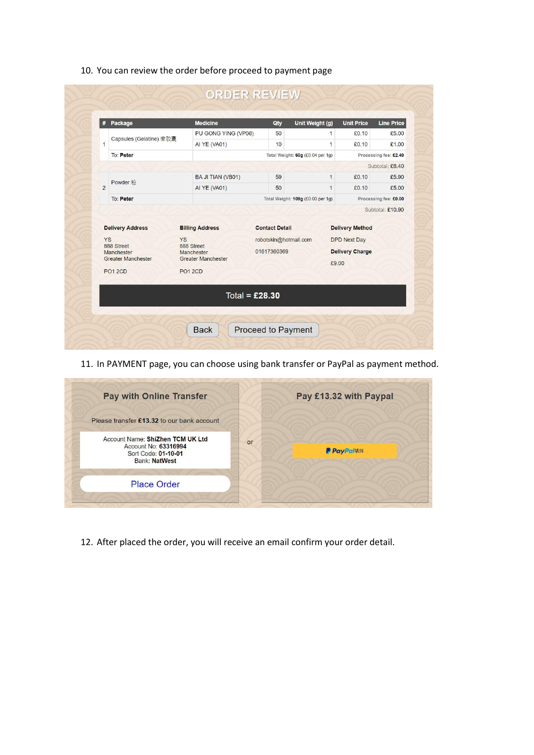10. You can review the order before proceed to payment page

ORDER REVIEW

| # | Package | Medicine | Qty | Unit Weight (g) | Unit Price | Line Price |
|---|---|---|---|---|---|---|
| 1 | Capsules (Gelatine) 荤胶囊 | PU GONG YING (VP08) | 50 | 1 | £0.10 | £5.00 |
| | | AI YE (VA01) | 10 | 1 | £0.10 | £1.00 |
| | To: **Peter** | Total Weight: **60g** (£0.04 per 1g) | | | Processing fee: **£2.40** | |
| | | | | | Subtotal: £8.40 | |
| 2 | Powder 粉 | BA JI TIAN (VB01) | 59 | 1 | £0.10 | £5.90 |
| | | AI YE (VA01) | 50 | 1 | £0.10 | £5.00 |
| | To: **Peter** | Total Weight: **109g** (£0.00 per 1g) | | | Processing fee: **£0.00** | |
| | | | | | Subtotal: £10.90 | |

**Delivery Address**
YS
888 Street
Manchester
Greater Manchester
PO1 2CD

**Billing Address**
YS
888 Street
Manchester
Greater Manchester
PO1 2CD

**Contact Detail**
robotskin@hotmail.com
01617360369

**Delivery Method**
DPD Next Day

**Delivery Charge**
£9.00

Total = **£28.30**

Back | Proceed to Payment

11. In PAYMENT page, you can choose using bank transfer or PayPal as payment method.

**Pay with Online Transfer**

Please transfer **£13.32** to our bank account

Account Name: **ShiZhen TCM UK Ltd**
Account No: **63316994**
Sort Code: **01-10-01**
Bank: **NatWest**

Place Order

or

**Pay £13.32 with Paypal**

PayPal结账

12. After placed the order, you will receive an email confirm your order detail.